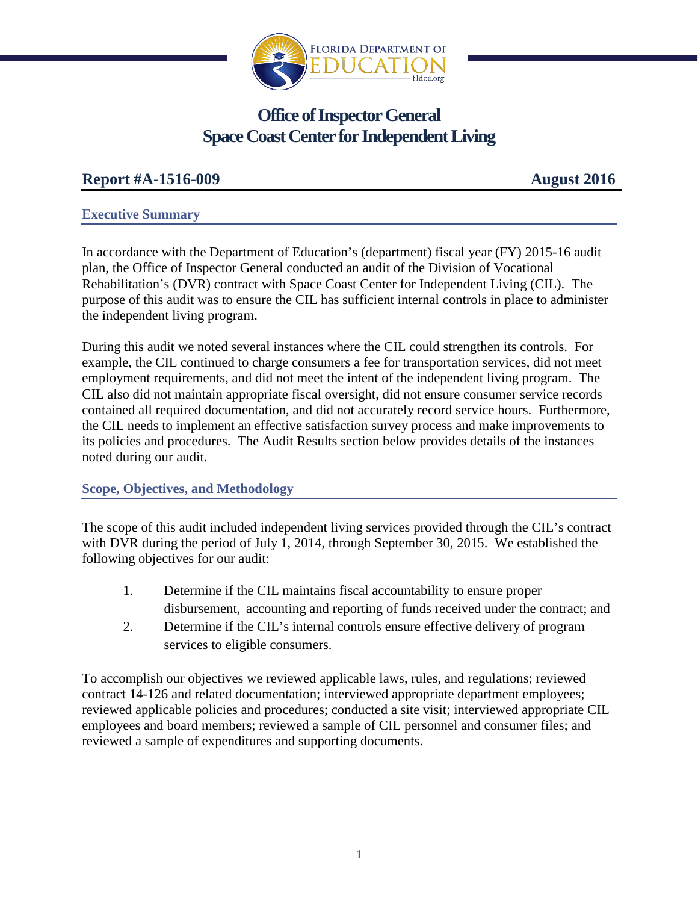# Office of Inspector General
# Space Coast Center for Independent Living

**Report #A-1516-009** **August 2016**

## Executive Summary

In accordance with the Department of Education's (department) fiscal year (FY) 2015-16 audit plan, the Office of Inspector General conducted an audit of the Division of Vocational Rehabilitation's (DVR) contract with Space Coast Center for Independent Living (CIL). The purpose of this audit was to ensure the CIL has sufficient internal controls in place to administer the independent living program.

During this audit we noted several instances where the CIL could strengthen its controls. For example, the CIL continued to charge consumers a fee for transportation services, did not meet employment requirements, and did not meet the intent of the independent living program. The CIL also did not maintain appropriate fiscal oversight, did not ensure consumer service records contained all required documentation, and did not accurately record service hours. Furthermore, the CIL needs to implement an effective satisfaction survey process and make improvements to its policies and procedures. The Audit Results section below provides details of the instances noted during our audit.

## Scope, Objectives, and Methodology

The scope of this audit included independent living services provided through the CIL's contract with DVR during the period of July 1, 2014, through September 30, 2015. We established the following objectives for our audit:

1. Determine if the CIL maintains fiscal accountability to ensure proper disbursement, accounting and reporting of funds received under the contract; and
2. Determine if the CIL's internal controls ensure effective delivery of program services to eligible consumers.

To accomplish our objectives we reviewed applicable laws, rules, and regulations; reviewed contract 14-126 and related documentation; interviewed appropriate department employees; reviewed applicable policies and procedures; conducted a site visit; interviewed appropriate CIL employees and board members; reviewed a sample of CIL personnel and consumer files; and reviewed a sample of expenditures and supporting documents.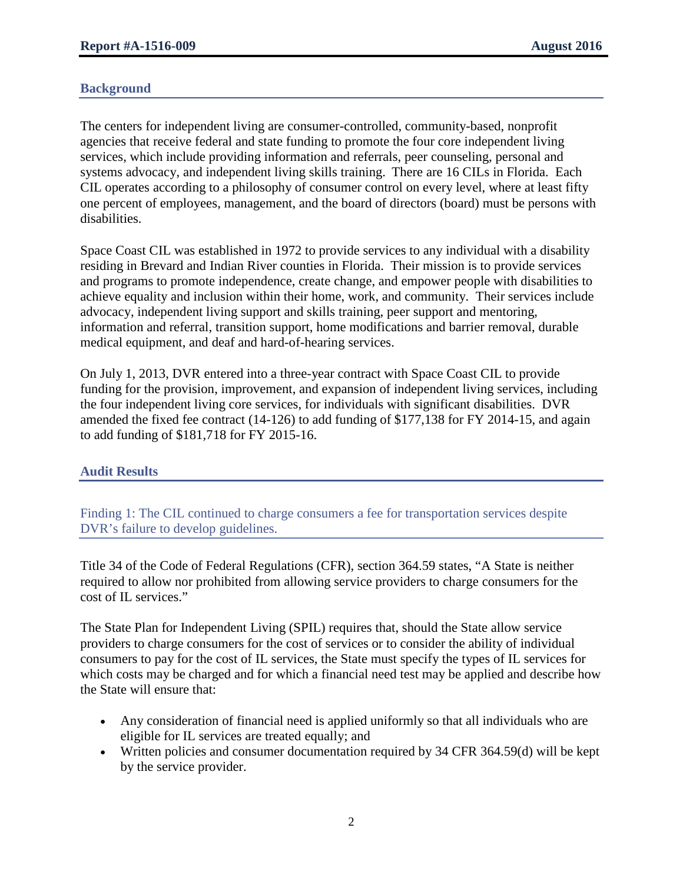## Background

The centers for independent living are consumer-controlled, community-based, nonprofit agencies that receive federal and state funding to promote the four core independent living services, which include providing information and referrals, peer counseling, personal and systems advocacy, and independent living skills training. There are 16 CILs in Florida. Each CIL operates according to a philosophy of consumer control on every level, where at least fifty one percent of employees, management, and the board of directors (board) must be persons with disabilities.

Space Coast CIL was established in 1972 to provide services to any individual with a disability residing in Brevard and Indian River counties in Florida. Their mission is to provide services and programs to promote independence, create change, and empower people with disabilities to achieve equality and inclusion within their home, work, and community. Their services include advocacy, independent living support and skills training, peer support and mentoring, information and referral, transition support, home modifications and barrier removal, durable medical equipment, and deaf and hard-of-hearing services.

On July 1, 2013, DVR entered into a three-year contract with Space Coast CIL to provide funding for the provision, improvement, and expansion of independent living services, including the four independent living core services, for individuals with significant disabilities. DVR amended the fixed fee contract (14-126) to add funding of $177,138 for FY 2014-15, and again to add funding of $181,718 for FY 2015-16.

## Audit Results

### Finding 1: The CIL continued to charge consumers a fee for transportation services despite DVR's failure to develop guidelines.

Title 34 of the Code of Federal Regulations (CFR), section 364.59 states, "A State is neither required to allow nor prohibited from allowing service providers to charge consumers for the cost of IL services."

The State Plan for Independent Living (SPIL) requires that, should the State allow service providers to charge consumers for the cost of services or to consider the ability of individual consumers to pay for the cost of IL services, the State must specify the types of IL services for which costs may be charged and for which a financial need test may be applied and describe how the State will ensure that:

- Any consideration of financial need is applied uniformly so that all individuals who are eligible for IL services are treated equally; and
- Written policies and consumer documentation required by 34 CFR 364.59(d) will be kept by the service provider.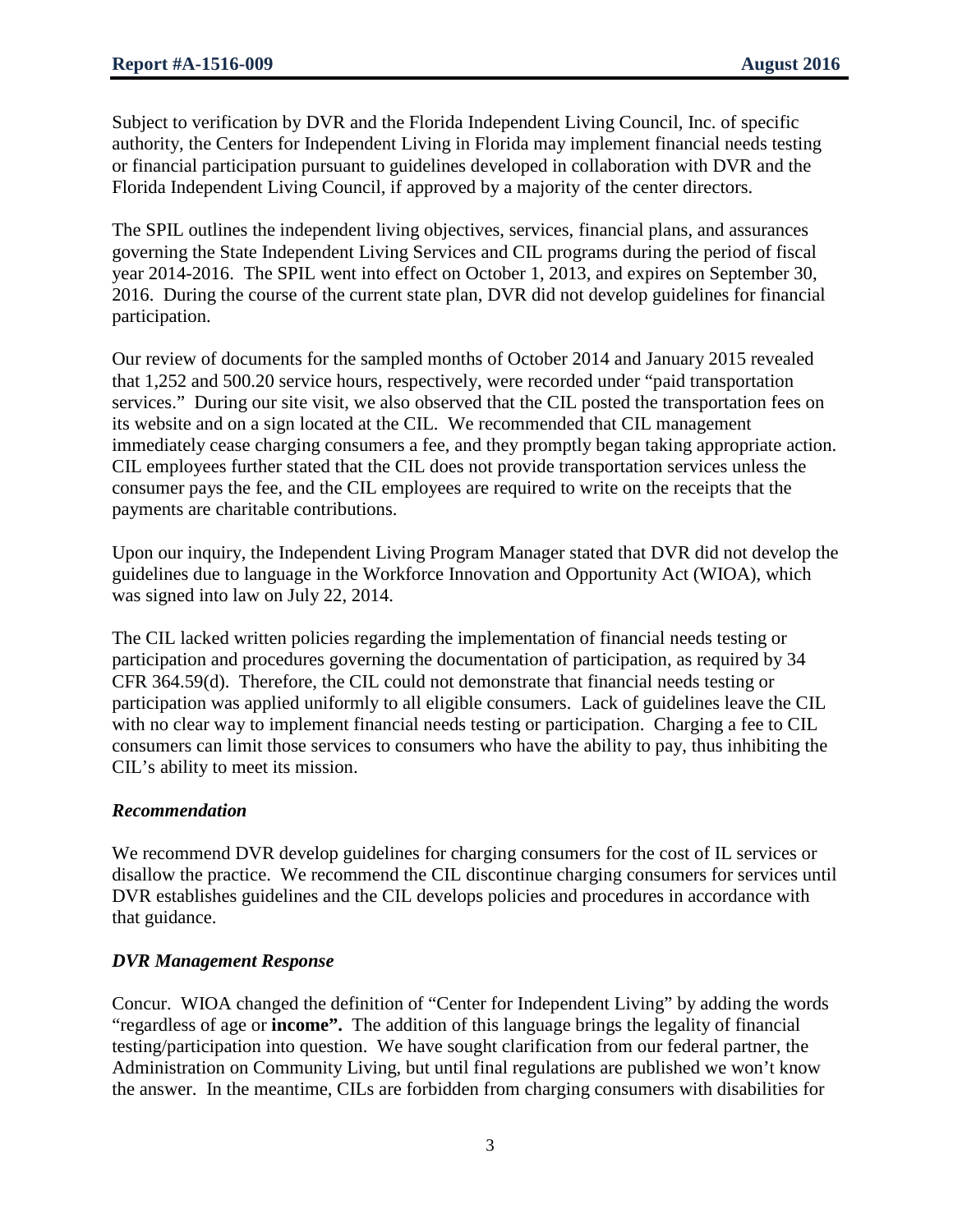Subject to verification by DVR and the Florida Independent Living Council, Inc. of specific authority, the Centers for Independent Living in Florida may implement financial needs testing or financial participation pursuant to guidelines developed in collaboration with DVR and the Florida Independent Living Council, if approved by a majority of the center directors.

The SPIL outlines the independent living objectives, services, financial plans, and assurances governing the State Independent Living Services and CIL programs during the period of fiscal year 2014-2016. The SPIL went into effect on October 1, 2013, and expires on September 30, 2016. During the course of the current state plan, DVR did not develop guidelines for financial participation.

Our review of documents for the sampled months of October 2014 and January 2015 revealed that 1,252 and 500.20 service hours, respectively, were recorded under "paid transportation services." During our site visit, we also observed that the CIL posted the transportation fees on its website and on a sign located at the CIL. We recommended that CIL management immediately cease charging consumers a fee, and they promptly began taking appropriate action. CIL employees further stated that the CIL does not provide transportation services unless the consumer pays the fee, and the CIL employees are required to write on the receipts that the payments are charitable contributions.

Upon our inquiry, the Independent Living Program Manager stated that DVR did not develop the guidelines due to language in the Workforce Innovation and Opportunity Act (WIOA), which was signed into law on July 22, 2014.

The CIL lacked written policies regarding the implementation of financial needs testing or participation and procedures governing the documentation of participation, as required by 34 CFR 364.59(d). Therefore, the CIL could not demonstrate that financial needs testing or participation was applied uniformly to all eligible consumers. Lack of guidelines leave the CIL with no clear way to implement financial needs testing or participation. Charging a fee to CIL consumers can limit those services to consumers who have the ability to pay, thus inhibiting the CIL's ability to meet its mission.

### *Recommendation*

We recommend DVR develop guidelines for charging consumers for the cost of IL services or disallow the practice. We recommend the CIL discontinue charging consumers for services until DVR establishes guidelines and the CIL develops policies and procedures in accordance with that guidance.

### *DVR Management Response*

Concur. WIOA changed the definition of "Center for Independent Living" by adding the words "regardless of age or **income".** The addition of this language brings the legality of financial testing/participation into question. We have sought clarification from our federal partner, the Administration on Community Living, but until final regulations are published we won't know the answer. In the meantime, CILs are forbidden from charging consumers with disabilities for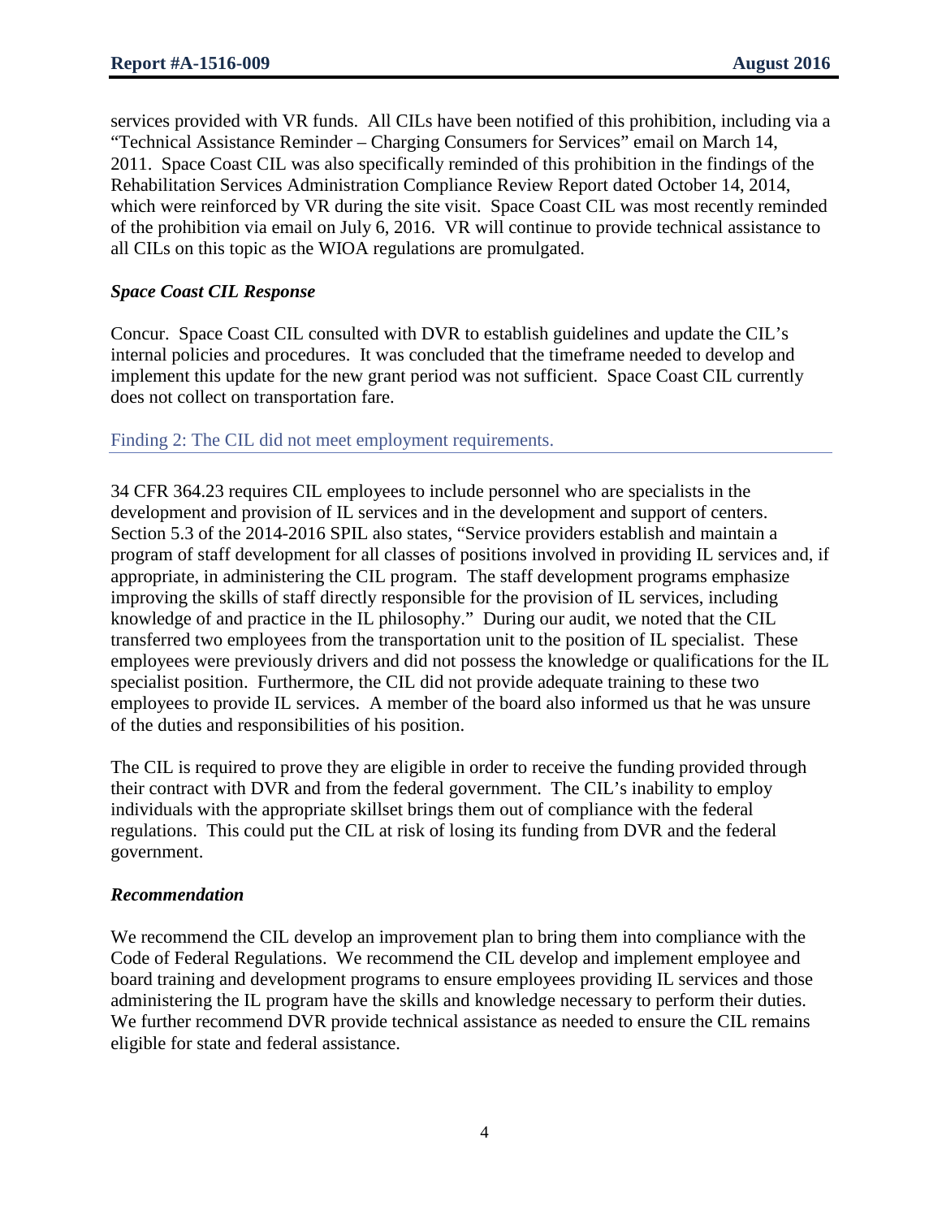services provided with VR funds. All CILs have been notified of this prohibition, including via a "Technical Assistance Reminder – Charging Consumers for Services" email on March 14, 2011. Space Coast CIL was also specifically reminded of this prohibition in the findings of the Rehabilitation Services Administration Compliance Review Report dated October 14, 2014, which were reinforced by VR during the site visit. Space Coast CIL was most recently reminded of the prohibition via email on July 6, 2016. VR will continue to provide technical assistance to all CILs on this topic as the WIOA regulations are promulgated.

### *Space Coast CIL Response*

Concur. Space Coast CIL consulted with DVR to establish guidelines and update the CIL's internal policies and procedures. It was concluded that the timeframe needed to develop and implement this update for the new grant period was not sufficient. Space Coast CIL currently does not collect on transportation fare.

## Finding 2: The CIL did not meet employment requirements.

34 CFR 364.23 requires CIL employees to include personnel who are specialists in the development and provision of IL services and in the development and support of centers. Section 5.3 of the 2014-2016 SPIL also states, "Service providers establish and maintain a program of staff development for all classes of positions involved in providing IL services and, if appropriate, in administering the CIL program. The staff development programs emphasize improving the skills of staff directly responsible for the provision of IL services, including knowledge of and practice in the IL philosophy." During our audit, we noted that the CIL transferred two employees from the transportation unit to the position of IL specialist. These employees were previously drivers and did not possess the knowledge or qualifications for the IL specialist position. Furthermore, the CIL did not provide adequate training to these two employees to provide IL services. A member of the board also informed us that he was unsure of the duties and responsibilities of his position.

The CIL is required to prove they are eligible in order to receive the funding provided through their contract with DVR and from the federal government. The CIL's inability to employ individuals with the appropriate skillset brings them out of compliance with the federal regulations. This could put the CIL at risk of losing its funding from DVR and the federal government.

### *Recommendation*

We recommend the CIL develop an improvement plan to bring them into compliance with the Code of Federal Regulations. We recommend the CIL develop and implement employee and board training and development programs to ensure employees providing IL services and those administering the IL program have the skills and knowledge necessary to perform their duties. We further recommend DVR provide technical assistance as needed to ensure the CIL remains eligible for state and federal assistance.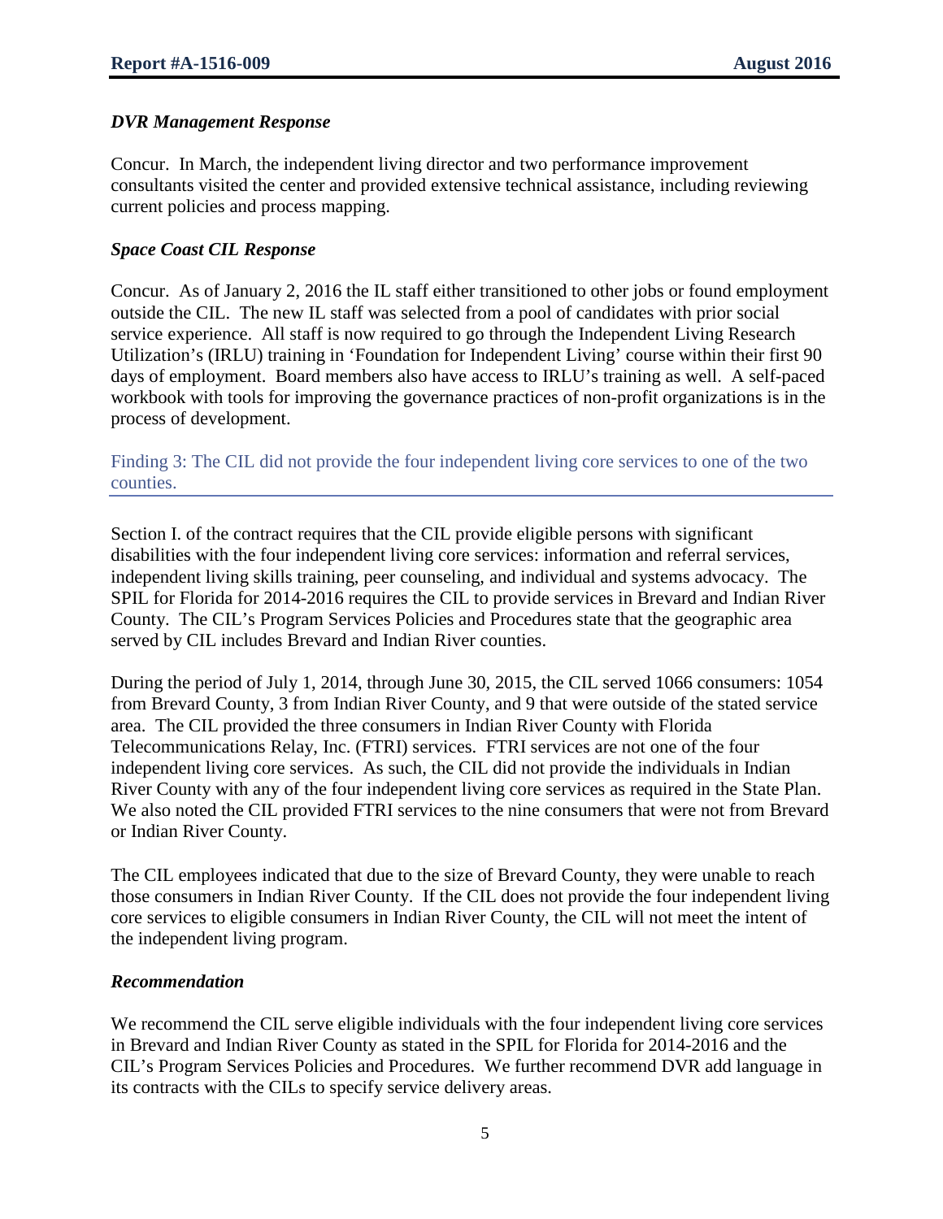### *DVR Management Response*

Concur. In March, the independent living director and two performance improvement consultants visited the center and provided extensive technical assistance, including reviewing current policies and process mapping.

### *Space Coast CIL Response*

Concur. As of January 2, 2016 the IL staff either transitioned to other jobs or found employment outside the CIL. The new IL staff was selected from a pool of candidates with prior social service experience. All staff is now required to go through the Independent Living Research Utilization's (IRLU) training in 'Foundation for Independent Living' course within their first 90 days of employment. Board members also have access to IRLU's training as well. A self-paced workbook with tools for improving the governance practices of non-profit organizations is in the process of development.

## Finding 3: The CIL did not provide the four independent living core services to one of the two counties.

Section I. of the contract requires that the CIL provide eligible persons with significant disabilities with the four independent living core services: information and referral services, independent living skills training, peer counseling, and individual and systems advocacy. The SPIL for Florida for 2014-2016 requires the CIL to provide services in Brevard and Indian River County. The CIL's Program Services Policies and Procedures state that the geographic area served by CIL includes Brevard and Indian River counties.

During the period of July 1, 2014, through June 30, 2015, the CIL served 1066 consumers: 1054 from Brevard County, 3 from Indian River County, and 9 that were outside of the stated service area. The CIL provided the three consumers in Indian River County with Florida Telecommunications Relay, Inc. (FTRI) services. FTRI services are not one of the four independent living core services. As such, the CIL did not provide the individuals in Indian River County with any of the four independent living core services as required in the State Plan. We also noted the CIL provided FTRI services to the nine consumers that were not from Brevard or Indian River County.

The CIL employees indicated that due to the size of Brevard County, they were unable to reach those consumers in Indian River County. If the CIL does not provide the four independent living core services to eligible consumers in Indian River County, the CIL will not meet the intent of the independent living program.

### *Recommendation*

We recommend the CIL serve eligible individuals with the four independent living core services in Brevard and Indian River County as stated in the SPIL for Florida for 2014-2016 and the CIL's Program Services Policies and Procedures. We further recommend DVR add language in its contracts with the CILs to specify service delivery areas.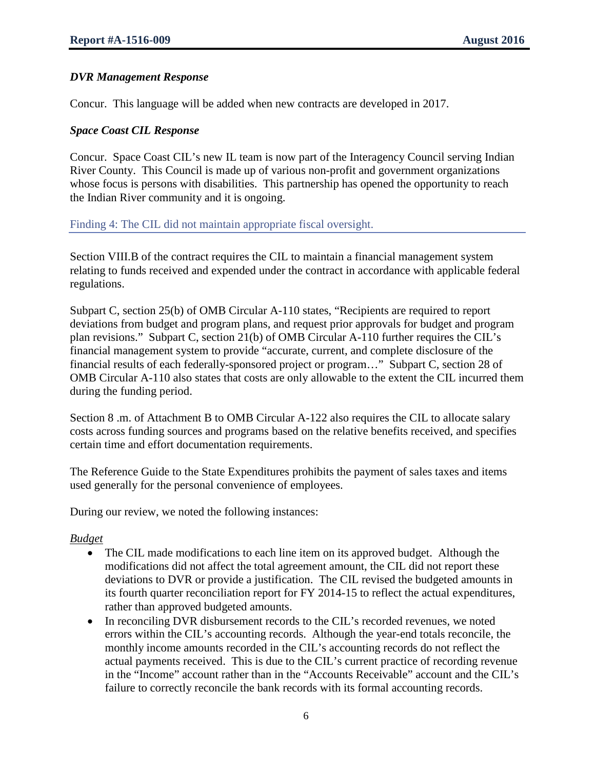### *DVR Management Response*

Concur. This language will be added when new contracts are developed in 2017.

### *Space Coast CIL Response*

Concur. Space Coast CIL's new IL team is now part of the Interagency Council serving Indian River County. This Council is made up of various non-profit and government organizations whose focus is persons with disabilities. This partnership has opened the opportunity to reach the Indian River community and it is ongoing.

## Finding 4: The CIL did not maintain appropriate fiscal oversight.

Section VIII.B of the contract requires the CIL to maintain a financial management system relating to funds received and expended under the contract in accordance with applicable federal regulations.

Subpart C, section 25(b) of OMB Circular A-110 states, "Recipients are required to report deviations from budget and program plans, and request prior approvals for budget and program plan revisions." Subpart C, section 21(b) of OMB Circular A-110 further requires the CIL's financial management system to provide "accurate, current, and complete disclosure of the financial results of each federally-sponsored project or program…" Subpart C, section 28 of OMB Circular A-110 also states that costs are only allowable to the extent the CIL incurred them during the funding period.

Section 8 .m. of Attachment B to OMB Circular A-122 also requires the CIL to allocate salary costs across funding sources and programs based on the relative benefits received, and specifies certain time and effort documentation requirements.

The Reference Guide to the State Expenditures prohibits the payment of sales taxes and items used generally for the personal convenience of employees.

During our review, we noted the following instances:

*Budget*

- The CIL made modifications to each line item on its approved budget. Although the modifications did not affect the total agreement amount, the CIL did not report these deviations to DVR or provide a justification. The CIL revised the budgeted amounts in its fourth quarter reconciliation report for FY 2014-15 to reflect the actual expenditures, rather than approved budgeted amounts.
- In reconciling DVR disbursement records to the CIL's recorded revenues, we noted errors within the CIL's accounting records. Although the year-end totals reconcile, the monthly income amounts recorded in the CIL's accounting records do not reflect the actual payments received. This is due to the CIL's current practice of recording revenue in the "Income" account rather than in the "Accounts Receivable" account and the CIL's failure to correctly reconcile the bank records with its formal accounting records.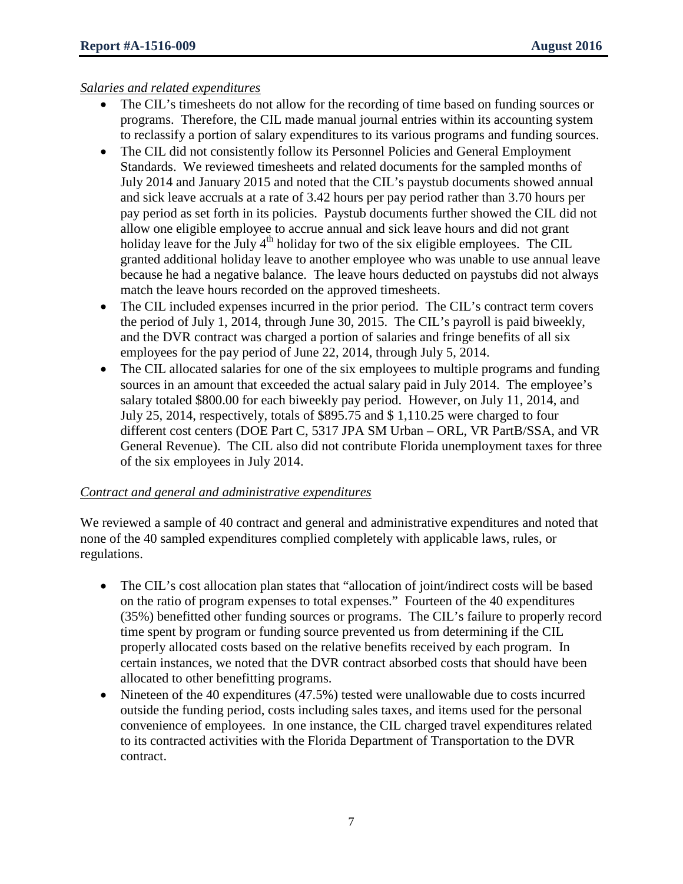*Salaries and related expenditures*

- The CIL's timesheets do not allow for the recording of time based on funding sources or programs. Therefore, the CIL made manual journal entries within its accounting system to reclassify a portion of salary expenditures to its various programs and funding sources.
- The CIL did not consistently follow its Personnel Policies and General Employment Standards. We reviewed timesheets and related documents for the sampled months of July 2014 and January 2015 and noted that the CIL's paystub documents showed annual and sick leave accruals at a rate of 3.42 hours per pay period rather than 3.70 hours per pay period as set forth in its policies. Paystub documents further showed the CIL did not allow one eligible employee to accrue annual and sick leave hours and did not grant holiday leave for the July 4th holiday for two of the six eligible employees. The CIL granted additional holiday leave to another employee who was unable to use annual leave because he had a negative balance. The leave hours deducted on paystubs did not always match the leave hours recorded on the approved timesheets.
- The CIL included expenses incurred in the prior period. The CIL's contract term covers the period of July 1, 2014, through June 30, 2015. The CIL's payroll is paid biweekly, and the DVR contract was charged a portion of salaries and fringe benefits of all six employees for the pay period of June 22, 2014, through July 5, 2014.
- The CIL allocated salaries for one of the six employees to multiple programs and funding sources in an amount that exceeded the actual salary paid in July 2014. The employee's salary totaled $800.00 for each biweekly pay period. However, on July 11, 2014, and July 25, 2014, respectively, totals of $895.75 and $ 1,110.25 were charged to four different cost centers (DOE Part C, 5317 JPA SM Urban – ORL, VR PartB/SSA, and VR General Revenue). The CIL also did not contribute Florida unemployment taxes for three of the six employees in July 2014.

*Contract and general and administrative expenditures*

We reviewed a sample of 40 contract and general and administrative expenditures and noted that none of the 40 sampled expenditures complied completely with applicable laws, rules, or regulations.

- The CIL's cost allocation plan states that "allocation of joint/indirect costs will be based on the ratio of program expenses to total expenses." Fourteen of the 40 expenditures (35%) benefitted other funding sources or programs. The CIL's failure to properly record time spent by program or funding source prevented us from determining if the CIL properly allocated costs based on the relative benefits received by each program. In certain instances, we noted that the DVR contract absorbed costs that should have been allocated to other benefitting programs.
- Nineteen of the 40 expenditures (47.5%) tested were unallowable due to costs incurred outside the funding period, costs including sales taxes, and items used for the personal convenience of employees. In one instance, the CIL charged travel expenditures related to its contracted activities with the Florida Department of Transportation to the DVR contract.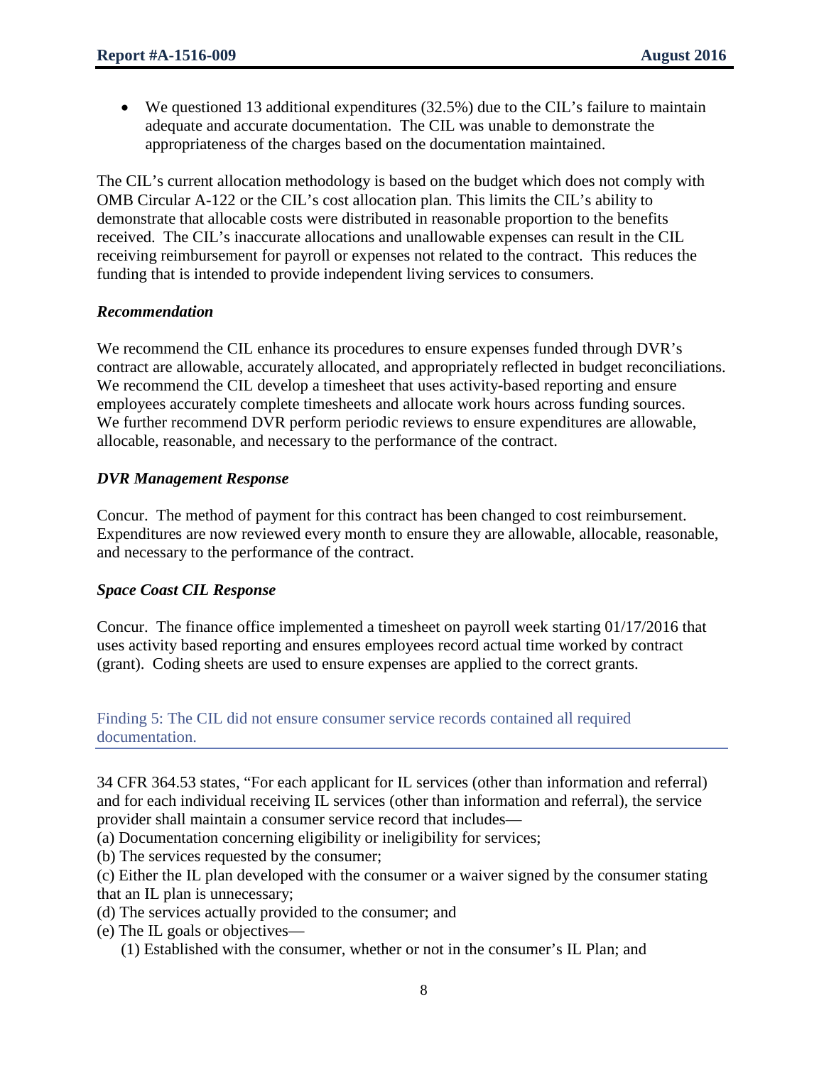- We questioned 13 additional expenditures (32.5%) due to the CIL's failure to maintain adequate and accurate documentation. The CIL was unable to demonstrate the appropriateness of the charges based on the documentation maintained.

The CIL's current allocation methodology is based on the budget which does not comply with OMB Circular A-122 or the CIL's cost allocation plan. This limits the CIL's ability to demonstrate that allocable costs were distributed in reasonable proportion to the benefits received. The CIL's inaccurate allocations and unallowable expenses can result in the CIL receiving reimbursement for payroll or expenses not related to the contract. This reduces the funding that is intended to provide independent living services to consumers.

### *Recommendation*

We recommend the CIL enhance its procedures to ensure expenses funded through DVR's contract are allowable, accurately allocated, and appropriately reflected in budget reconciliations. We recommend the CIL develop a timesheet that uses activity-based reporting and ensure employees accurately complete timesheets and allocate work hours across funding sources. We further recommend DVR perform periodic reviews to ensure expenditures are allowable, allocable, reasonable, and necessary to the performance of the contract.

### *DVR Management Response*

Concur. The method of payment for this contract has been changed to cost reimbursement. Expenditures are now reviewed every month to ensure they are allowable, allocable, reasonable, and necessary to the performance of the contract.

### *Space Coast CIL Response*

Concur. The finance office implemented a timesheet on payroll week starting 01/17/2016 that uses activity based reporting and ensures employees record actual time worked by contract (grant). Coding sheets are used to ensure expenses are applied to the correct grants.

## Finding 5: The CIL did not ensure consumer service records contained all required documentation.

34 CFR 364.53 states, "For each applicant for IL services (other than information and referral) and for each individual receiving IL services (other than information and referral), the service provider shall maintain a consumer service record that includes—

(a) Documentation concerning eligibility or ineligibility for services;

(b) The services requested by the consumer;

(c) Either the IL plan developed with the consumer or a waiver signed by the consumer stating that an IL plan is unnecessary;

(d) The services actually provided to the consumer; and

(e) The IL goals or objectives—

(1) Established with the consumer, whether or not in the consumer's IL Plan; and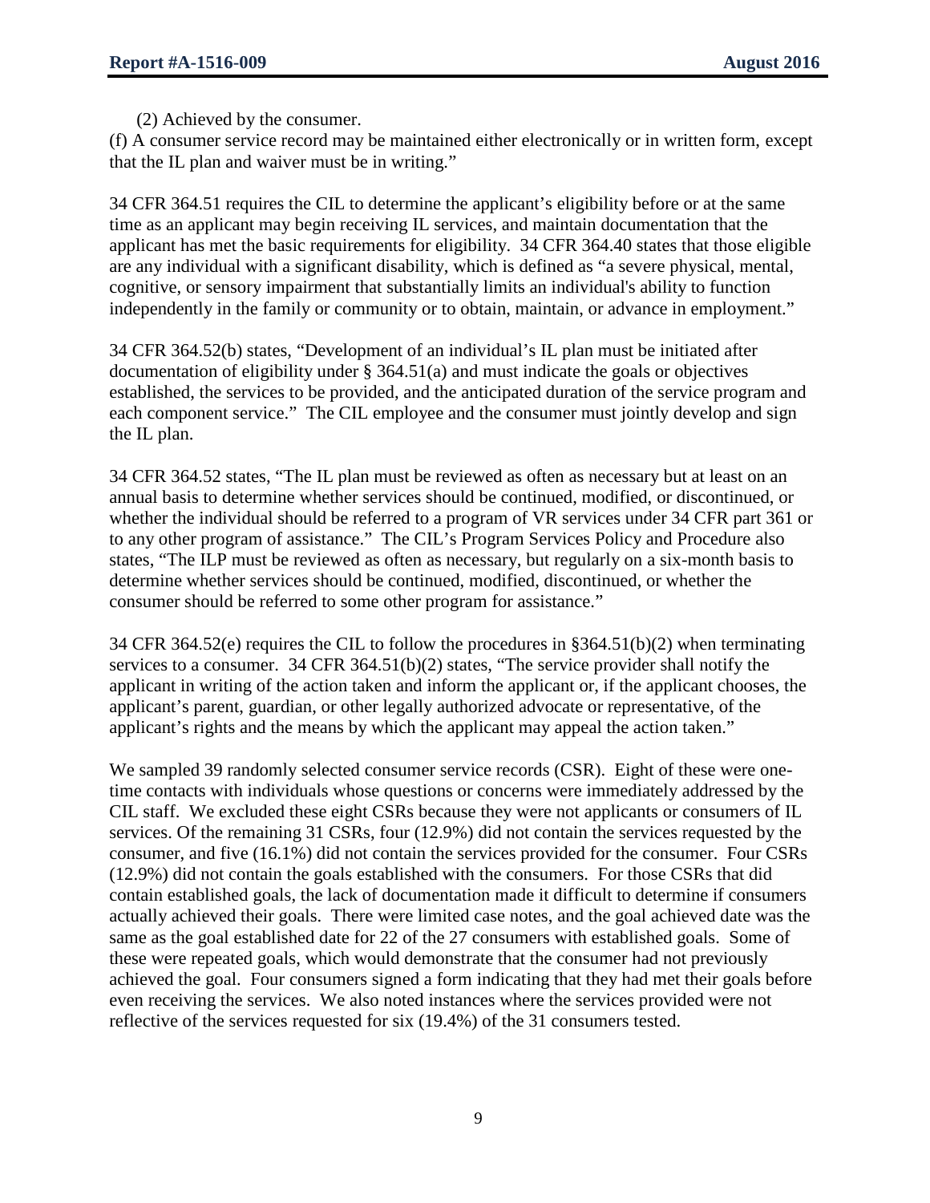(2) Achieved by the consumer.

(f) A consumer service record may be maintained either electronically or in written form, except that the IL plan and waiver must be in writing."

34 CFR 364.51 requires the CIL to determine the applicant's eligibility before or at the same time as an applicant may begin receiving IL services, and maintain documentation that the applicant has met the basic requirements for eligibility. 34 CFR 364.40 states that those eligible are any individual with a significant disability, which is defined as "a severe physical, mental, cognitive, or sensory impairment that substantially limits an individual's ability to function independently in the family or community or to obtain, maintain, or advance in employment."

34 CFR 364.52(b) states, "Development of an individual's IL plan must be initiated after documentation of eligibility under § 364.51(a) and must indicate the goals or objectives established, the services to be provided, and the anticipated duration of the service program and each component service." The CIL employee and the consumer must jointly develop and sign the IL plan.

34 CFR 364.52 states, "The IL plan must be reviewed as often as necessary but at least on an annual basis to determine whether services should be continued, modified, or discontinued, or whether the individual should be referred to a program of VR services under 34 CFR part 361 or to any other program of assistance." The CIL's Program Services Policy and Procedure also states, "The ILP must be reviewed as often as necessary, but regularly on a six-month basis to determine whether services should be continued, modified, discontinued, or whether the consumer should be referred to some other program for assistance."

34 CFR 364.52(e) requires the CIL to follow the procedures in §364.51(b)(2) when terminating services to a consumer. 34 CFR 364.51(b)(2) states, "The service provider shall notify the applicant in writing of the action taken and inform the applicant or, if the applicant chooses, the applicant's parent, guardian, or other legally authorized advocate or representative, of the applicant's rights and the means by which the applicant may appeal the action taken."

We sampled 39 randomly selected consumer service records (CSR). Eight of these were one-time contacts with individuals whose questions or concerns were immediately addressed by the CIL staff. We excluded these eight CSRs because they were not applicants or consumers of IL services. Of the remaining 31 CSRs, four (12.9%) did not contain the services requested by the consumer, and five (16.1%) did not contain the services provided for the consumer. Four CSRs (12.9%) did not contain the goals established with the consumers. For those CSRs that did contain established goals, the lack of documentation made it difficult to determine if consumers actually achieved their goals. There were limited case notes, and the goal achieved date was the same as the goal established date for 22 of the 27 consumers with established goals. Some of these were repeated goals, which would demonstrate that the consumer had not previously achieved the goal. Four consumers signed a form indicating that they had met their goals before even receiving the services. We also noted instances where the services provided were not reflective of the services requested for six (19.4%) of the 31 consumers tested.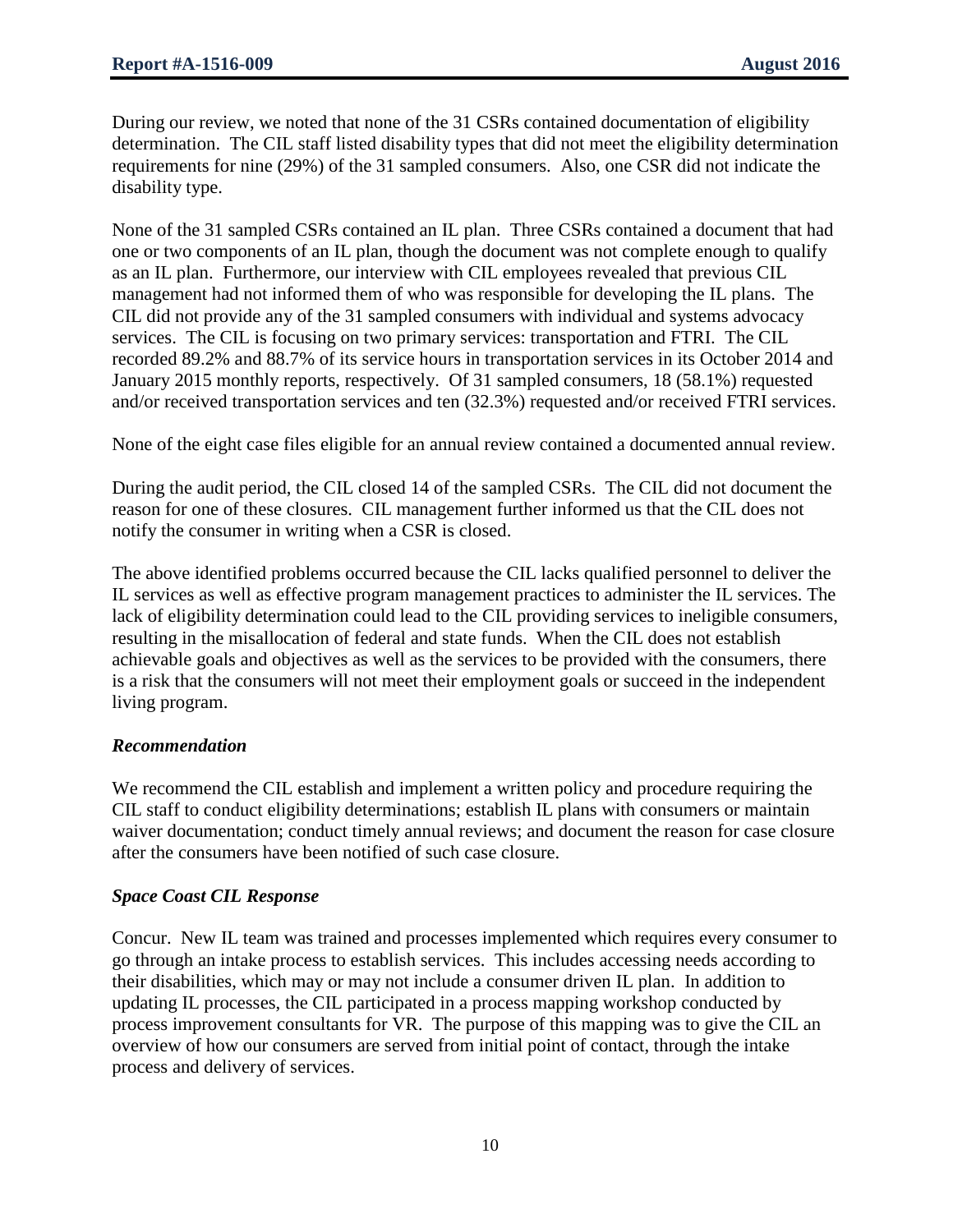During our review, we noted that none of the 31 CSRs contained documentation of eligibility determination. The CIL staff listed disability types that did not meet the eligibility determination requirements for nine (29%) of the 31 sampled consumers. Also, one CSR did not indicate the disability type.

None of the 31 sampled CSRs contained an IL plan. Three CSRs contained a document that had one or two components of an IL plan, though the document was not complete enough to qualify as an IL plan. Furthermore, our interview with CIL employees revealed that previous CIL management had not informed them of who was responsible for developing the IL plans. The CIL did not provide any of the 31 sampled consumers with individual and systems advocacy services. The CIL is focusing on two primary services: transportation and FTRI. The CIL recorded 89.2% and 88.7% of its service hours in transportation services in its October 2014 and January 2015 monthly reports, respectively. Of 31 sampled consumers, 18 (58.1%) requested and/or received transportation services and ten (32.3%) requested and/or received FTRI services.

None of the eight case files eligible for an annual review contained a documented annual review.

During the audit period, the CIL closed 14 of the sampled CSRs. The CIL did not document the reason for one of these closures. CIL management further informed us that the CIL does not notify the consumer in writing when a CSR is closed.

The above identified problems occurred because the CIL lacks qualified personnel to deliver the IL services as well as effective program management practices to administer the IL services. The lack of eligibility determination could lead to the CIL providing services to ineligible consumers, resulting in the misallocation of federal and state funds. When the CIL does not establish achievable goals and objectives as well as the services to be provided with the consumers, there is a risk that the consumers will not meet their employment goals or succeed in the independent living program.

### *Recommendation*

We recommend the CIL establish and implement a written policy and procedure requiring the CIL staff to conduct eligibility determinations; establish IL plans with consumers or maintain waiver documentation; conduct timely annual reviews; and document the reason for case closure after the consumers have been notified of such case closure.

### *Space Coast CIL Response*

Concur. New IL team was trained and processes implemented which requires every consumer to go through an intake process to establish services. This includes accessing needs according to their disabilities, which may or may not include a consumer driven IL plan. In addition to updating IL processes, the CIL participated in a process mapping workshop conducted by process improvement consultants for VR. The purpose of this mapping was to give the CIL an overview of how our consumers are served from initial point of contact, through the intake process and delivery of services.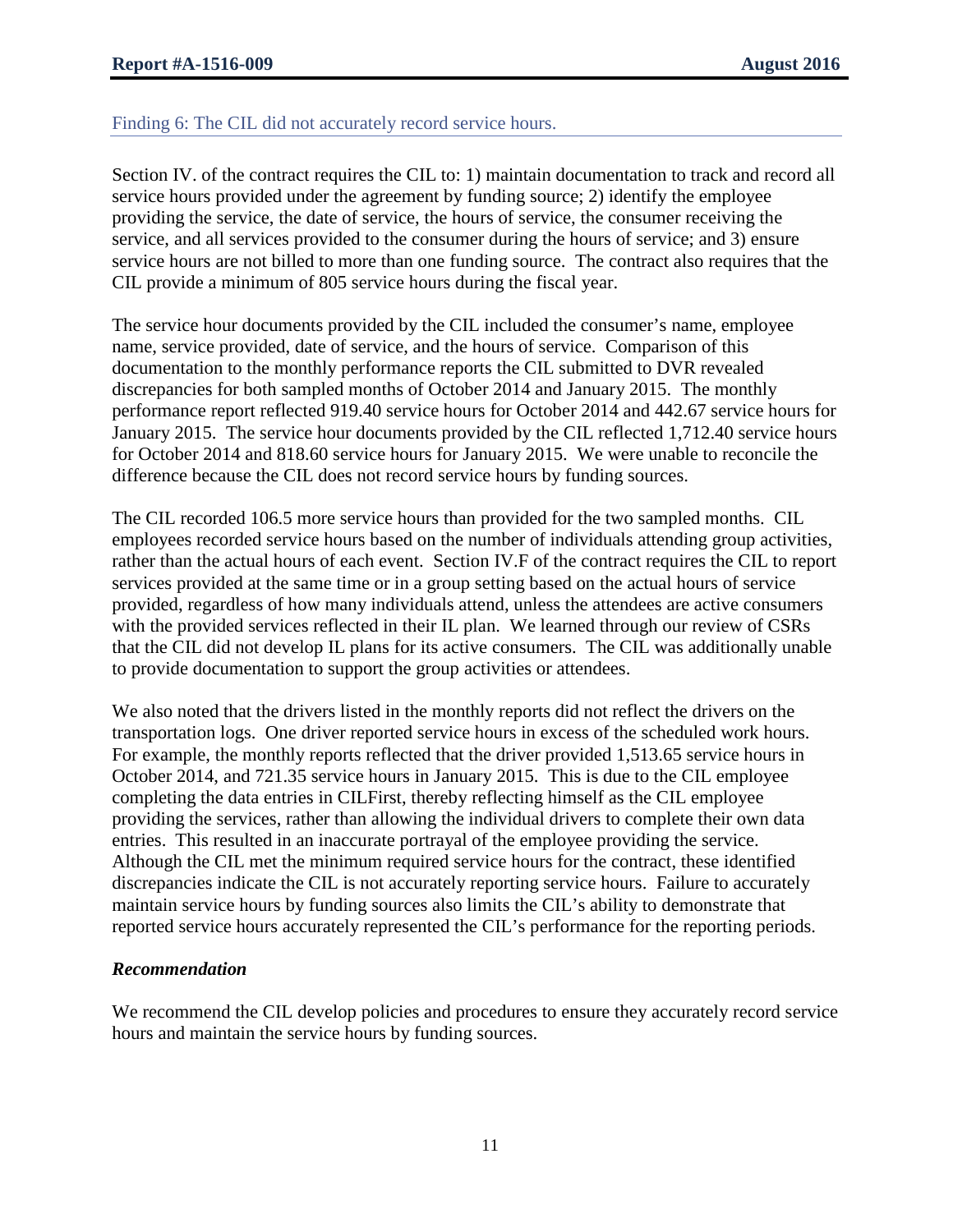## Finding 6: The CIL did not accurately record service hours.

Section IV. of the contract requires the CIL to: 1) maintain documentation to track and record all service hours provided under the agreement by funding source; 2) identify the employee providing the service, the date of service, the hours of service, the consumer receiving the service, and all services provided to the consumer during the hours of service; and 3) ensure service hours are not billed to more than one funding source. The contract also requires that the CIL provide a minimum of 805 service hours during the fiscal year.

The service hour documents provided by the CIL included the consumer's name, employee name, service provided, date of service, and the hours of service. Comparison of this documentation to the monthly performance reports the CIL submitted to DVR revealed discrepancies for both sampled months of October 2014 and January 2015. The monthly performance report reflected 919.40 service hours for October 2014 and 442.67 service hours for January 2015. The service hour documents provided by the CIL reflected 1,712.40 service hours for October 2014 and 818.60 service hours for January 2015. We were unable to reconcile the difference because the CIL does not record service hours by funding sources.

The CIL recorded 106.5 more service hours than provided for the two sampled months. CIL employees recorded service hours based on the number of individuals attending group activities, rather than the actual hours of each event. Section IV.F of the contract requires the CIL to report services provided at the same time or in a group setting based on the actual hours of service provided, regardless of how many individuals attend, unless the attendees are active consumers with the provided services reflected in their IL plan. We learned through our review of CSRs that the CIL did not develop IL plans for its active consumers. The CIL was additionally unable to provide documentation to support the group activities or attendees.

We also noted that the drivers listed in the monthly reports did not reflect the drivers on the transportation logs. One driver reported service hours in excess of the scheduled work hours. For example, the monthly reports reflected that the driver provided 1,513.65 service hours in October 2014, and 721.35 service hours in January 2015. This is due to the CIL employee completing the data entries in CILFirst, thereby reflecting himself as the CIL employee providing the services, rather than allowing the individual drivers to complete their own data entries. This resulted in an inaccurate portrayal of the employee providing the service. Although the CIL met the minimum required service hours for the contract, these identified discrepancies indicate the CIL is not accurately reporting service hours. Failure to accurately maintain service hours by funding sources also limits the CIL's ability to demonstrate that reported service hours accurately represented the CIL's performance for the reporting periods.

### *Recommendation*

We recommend the CIL develop policies and procedures to ensure they accurately record service hours and maintain the service hours by funding sources.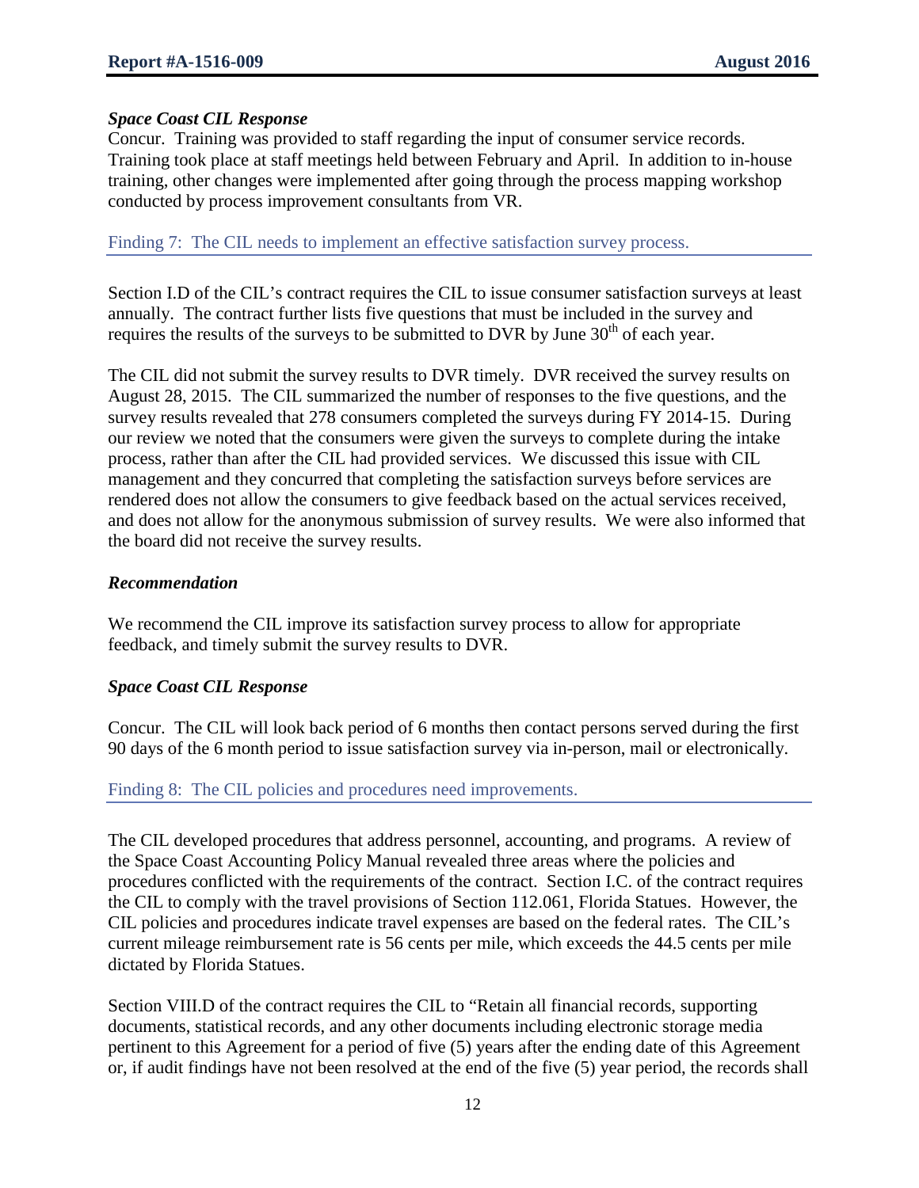***Space Coast CIL Response***

Concur. Training was provided to staff regarding the input of consumer service records. Training took place at staff meetings held between February and April. In addition to in-house training, other changes were implemented after going through the process mapping workshop conducted by process improvement consultants from VR.

### Finding 7: The CIL needs to implement an effective satisfaction survey process.

Section I.D of the CIL's contract requires the CIL to issue consumer satisfaction surveys at least annually. The contract further lists five questions that must be included in the survey and requires the results of the surveys to be submitted to DVR by June 30th of each year.

The CIL did not submit the survey results to DVR timely. DVR received the survey results on August 28, 2015. The CIL summarized the number of responses to the five questions, and the survey results revealed that 278 consumers completed the surveys during FY 2014-15. During our review we noted that the consumers were given the surveys to complete during the intake process, rather than after the CIL had provided services. We discussed this issue with CIL management and they concurred that completing the satisfaction surveys before services are rendered does not allow the consumers to give feedback based on the actual services received, and does not allow for the anonymous submission of survey results. We were also informed that the board did not receive the survey results.

***Recommendation***

We recommend the CIL improve its satisfaction survey process to allow for appropriate feedback, and timely submit the survey results to DVR.

***Space Coast CIL Response***

Concur. The CIL will look back period of 6 months then contact persons served during the first 90 days of the 6 month period to issue satisfaction survey via in-person, mail or electronically.

### Finding 8: The CIL policies and procedures need improvements.

The CIL developed procedures that address personnel, accounting, and programs. A review of the Space Coast Accounting Policy Manual revealed three areas where the policies and procedures conflicted with the requirements of the contract. Section I.C. of the contract requires the CIL to comply with the travel provisions of Section 112.061, Florida Statues. However, the CIL policies and procedures indicate travel expenses are based on the federal rates. The CIL's current mileage reimbursement rate is 56 cents per mile, which exceeds the 44.5 cents per mile dictated by Florida Statues.

Section VIII.D of the contract requires the CIL to "Retain all financial records, supporting documents, statistical records, and any other documents including electronic storage media pertinent to this Agreement for a period of five (5) years after the ending date of this Agreement or, if audit findings have not been resolved at the end of the five (5) year period, the records shall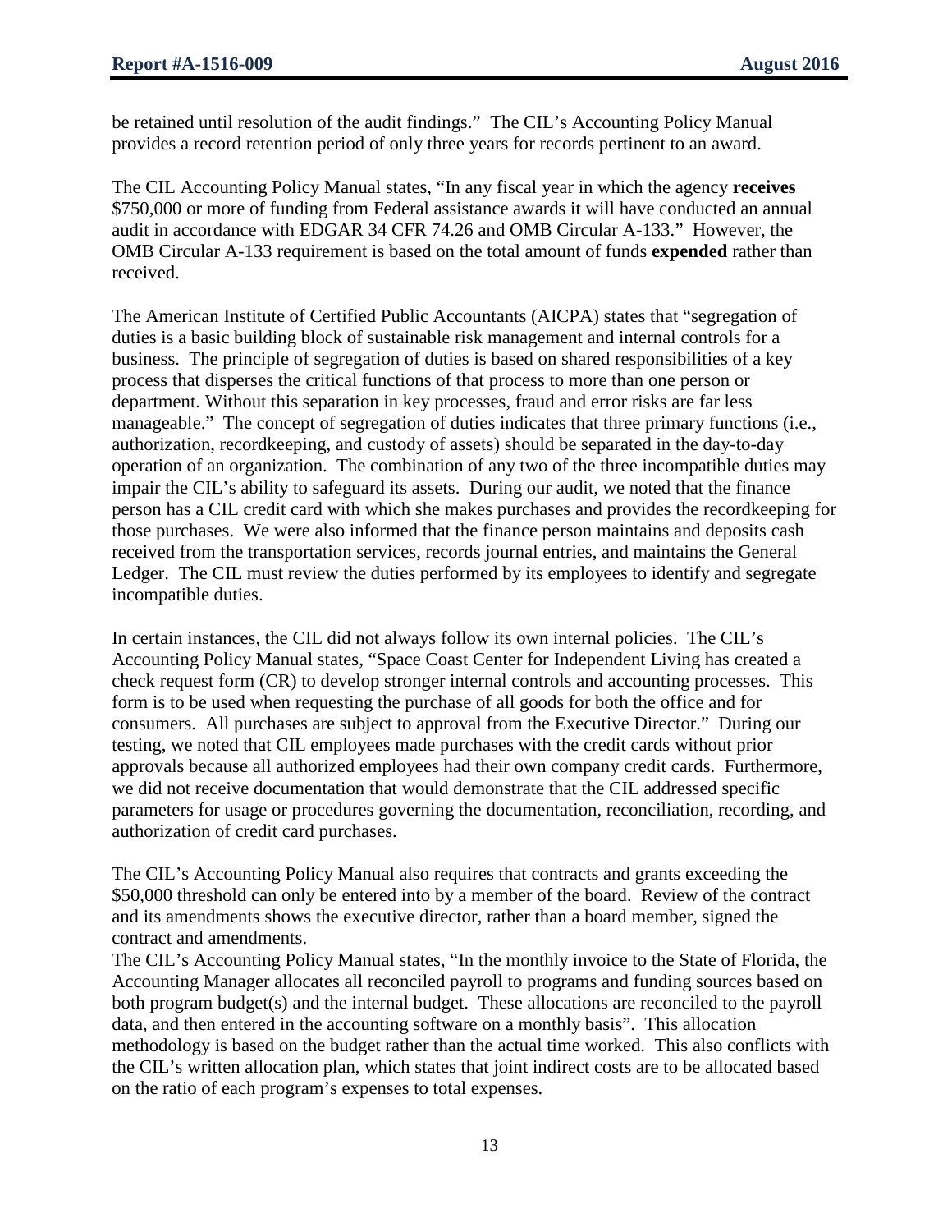be retained until resolution of the audit findings." The CIL's Accounting Policy Manual provides a record retention period of only three years for records pertinent to an award.

The CIL Accounting Policy Manual states, "In any fiscal year in which the agency **receives** $750,000 or more of funding from Federal assistance awards it will have conducted an annual audit in accordance with EDGAR 34 CFR 74.26 and OMB Circular A-133." However, the OMB Circular A-133 requirement is based on the total amount of funds **expended** rather than received.

The American Institute of Certified Public Accountants (AICPA) states that "segregation of duties is a basic building block of sustainable risk management and internal controls for a business. The principle of segregation of duties is based on shared responsibilities of a key process that disperses the critical functions of that process to more than one person or department. Without this separation in key processes, fraud and error risks are far less manageable." The concept of segregation of duties indicates that three primary functions (i.e., authorization, recordkeeping, and custody of assets) should be separated in the day-to-day operation of an organization. The combination of any two of the three incompatible duties may impair the CIL's ability to safeguard its assets. During our audit, we noted that the finance person has a CIL credit card with which she makes purchases and provides the recordkeeping for those purchases. We were also informed that the finance person maintains and deposits cash received from the transportation services, records journal entries, and maintains the General Ledger. The CIL must review the duties performed by its employees to identify and segregate incompatible duties.

In certain instances, the CIL did not always follow its own internal policies. The CIL's Accounting Policy Manual states, "Space Coast Center for Independent Living has created a check request form (CR) to develop stronger internal controls and accounting processes. This form is to be used when requesting the purchase of all goods for both the office and for consumers. All purchases are subject to approval from the Executive Director." During our testing, we noted that CIL employees made purchases with the credit cards without prior approvals because all authorized employees had their own company credit cards. Furthermore, we did not receive documentation that would demonstrate that the CIL addressed specific parameters for usage or procedures governing the documentation, reconciliation, recording, and authorization of credit card purchases.

The CIL's Accounting Policy Manual also requires that contracts and grants exceeding the $50,000 threshold can only be entered into by a member of the board. Review of the contract and its amendments shows the executive director, rather than a board member, signed the contract and amendments.

The CIL's Accounting Policy Manual states, "In the monthly invoice to the State of Florida, the Accounting Manager allocates all reconciled payroll to programs and funding sources based on both program budget(s) and the internal budget. These allocations are reconciled to the payroll data, and then entered in the accounting software on a monthly basis". This allocation methodology is based on the budget rather than the actual time worked. This also conflicts with the CIL's written allocation plan, which states that joint indirect costs are to be allocated based on the ratio of each program's expenses to total expenses.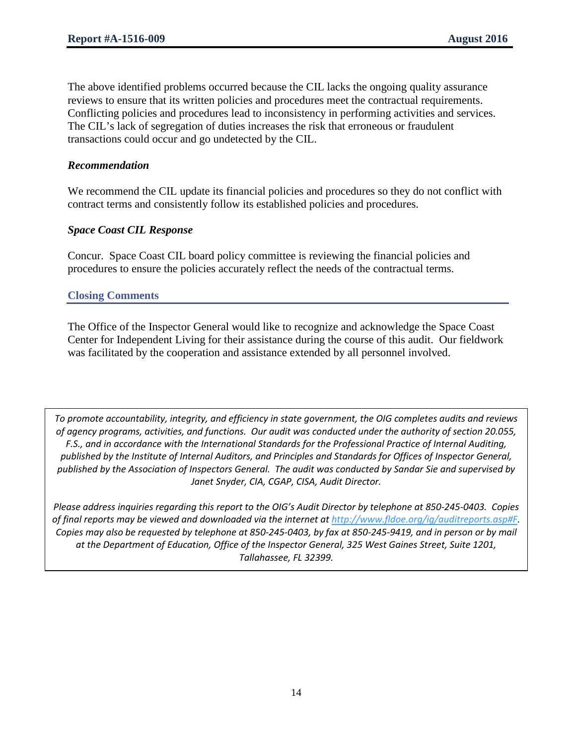The above identified problems occurred because the CIL lacks the ongoing quality assurance reviews to ensure that its written policies and procedures meet the contractual requirements. Conflicting policies and procedures lead to inconsistency in performing activities and services. The CIL's lack of segregation of duties increases the risk that erroneous or fraudulent transactions could occur and go undetected by the CIL.

***Recommendation***

We recommend the CIL update its financial policies and procedures so they do not conflict with contract terms and consistently follow its established policies and procedures.

***Space Coast CIL Response***

Concur. Space Coast CIL board policy committee is reviewing the financial policies and procedures to ensure the policies accurately reflect the needs of the contractual terms.

## Closing Comments

The Office of the Inspector General would like to recognize and acknowledge the Space Coast Center for Independent Living for their assistance during the course of this audit. Our fieldwork was facilitated by the cooperation and assistance extended by all personnel involved.

*To promote accountability, integrity, and efficiency in state government, the OIG completes audits and reviews of agency programs, activities, and functions. Our audit was conducted under the authority of section 20.055, F.S., and in accordance with the International Standards for the Professional Practice of Internal Auditing, published by the Institute of Internal Auditors, and Principles and Standards for Offices of Inspector General, published by the Association of Inspectors General. The audit was conducted by Sandar Sie and supervised by Janet Snyder, CIA, CGAP, CISA, Audit Director.*

*Please address inquiries regarding this report to the OIG's Audit Director by telephone at 850-245-0403. Copies of final reports may be viewed and downloaded via the internet at [http://www.fldoe.org/ig/auditreports.asp#F](http://www.fldoe.org/ig/auditreports.asp#F). Copies may also be requested by telephone at 850-245-0403, by fax at 850-245-9419, and in person or by mail at the Department of Education, Office of the Inspector General, 325 West Gaines Street, Suite 1201, Tallahassee, FL 32399.*